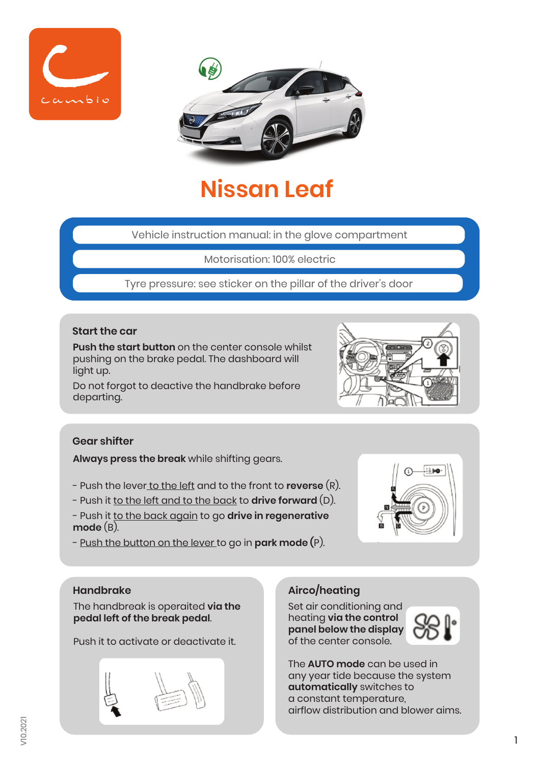# Nissan Leaf

Vehicle instruction manual: in the glove compartment

Motorisation: 100% electric

Tyre pressure: see sticker on the pillar of the driver's door

## Start the car

**Push the start button** on the center console whilst pushing on the brake pedal. The dashboard will light up.

Do not forgot to deactive the handbrake before departing.

## Gear shifter

**Always press the break** while shifting gears.

- Push the lever to the left and to the front to **reverse** (R).
- Push it to the left and to the back to **drive forward** (D).
- Push it to the back again to go **drive in regenerative mode** (B).
- Push the button on the lever to go in **park mode** (P).

## Handbrake

The handbreak is operaited **via the pedal left of the break pedal**.

Push it to activate or deactivate it.

## Airco/heating

Set air conditioning and heating **via the control panel below the display** of the center console.

The **AUTO mode** can be used in any year tide because the system **automatically** switches to a constant temperature, airflow distribution and blower aims.

V1.0.2021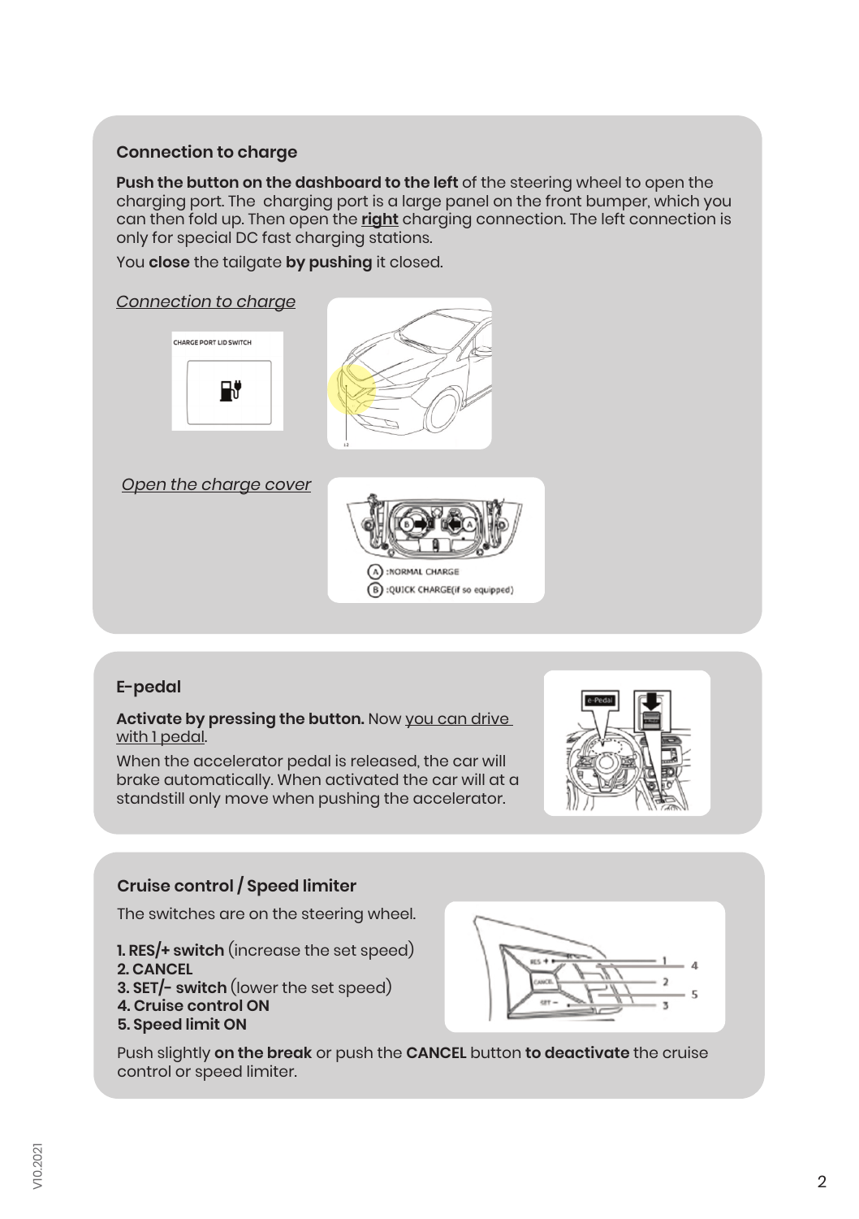## Connection to charge

**Push the button on the dashboard to the left** of the steering wheel to open the charging port. The charging port is a large panel on the front bumper, which you can then fold up. Then open the **right** charging connection. The left connection is only for special DC fast charging stations.

You **close** the tailgate **by pushing** it closed.

*Connection to charge*

*Open the charge cover*

## E-pedal

**Activate by pressing the button.** Now you can drive with 1 pedal.

When the accelerator pedal is released, the car will brake automatically. When activated the car will at a standstill only move when pushing the accelerator.

## Cruise control / Speed limiter

The switches are on the steering wheel.

1. **RES/+ switch** (increase the set speed)
2. **CANCEL**
3. **SET/- switch** (lower the set speed)
4. **Cruise control ON**
5. **Speed limit ON**

Push slightly **on the break** or push the **CANCEL** button **to deactivate** the cruise control or speed limiter.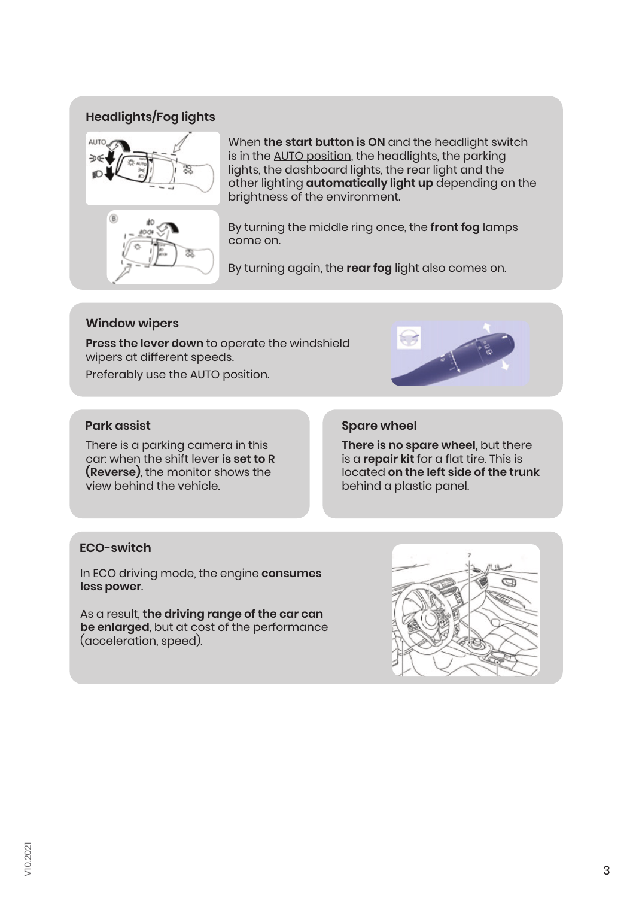## Headlights/Fog lights

When **the start button is ON** and the headlight switch is in the AUTO position, the headlights, the parking lights, the dashboard lights, the rear light and the other lighting **automatically light up** depending on the brightness of the environment.

By turning the middle ring once, the **front fog** lamps come on.

By turning again, the **rear fog** light also comes on.

## Window wipers

**Press the lever down** to operate the windshield wipers at different speeds.

Preferably use the AUTO position.

## Park assist

There is a parking camera in this car: when the shift lever **is set to R (Reverse)**, the monitor shows the view behind the vehicle.

## Spare wheel

**There is no spare wheel,** but there is a **repair kit** for a flat tire. This is located **on the left side of the trunk** behind a plastic panel.

## ECO-switch

In ECO driving mode, the engine **consumes less power**.

As a result, **the driving range of the car can be enlarged**, but at cost of the performance (acceleration, speed).

V10.2021